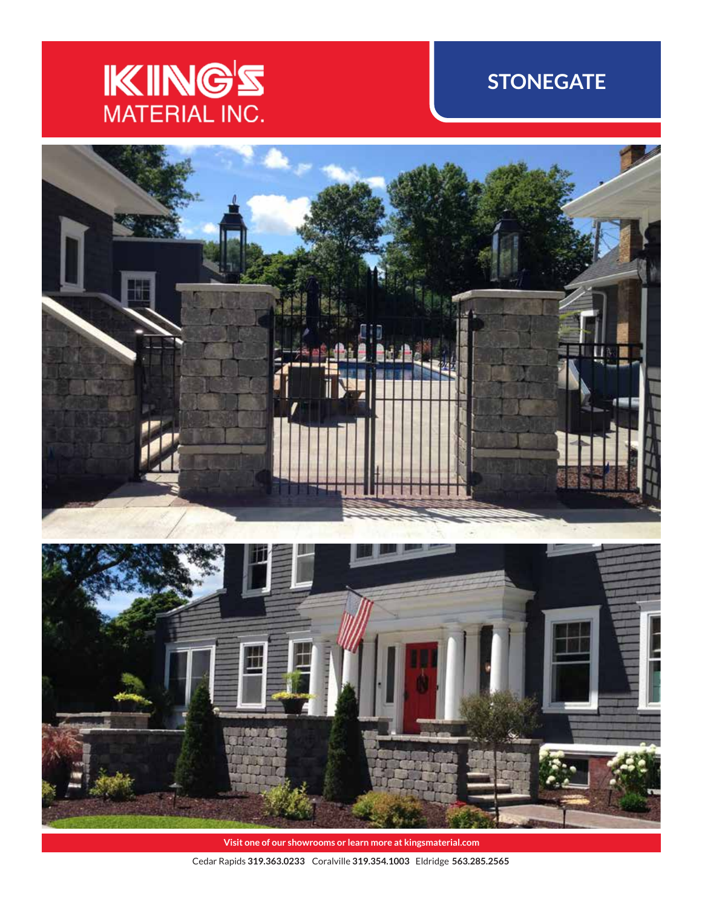# KING'S MATERIAL INC.

## STONEGATE

Visit one of our showrooms or learn more at kingsmaterial.com

Cedar Rapids **319.363.0233** Coralville **319.354.1003** Eldridge **563.285.2565**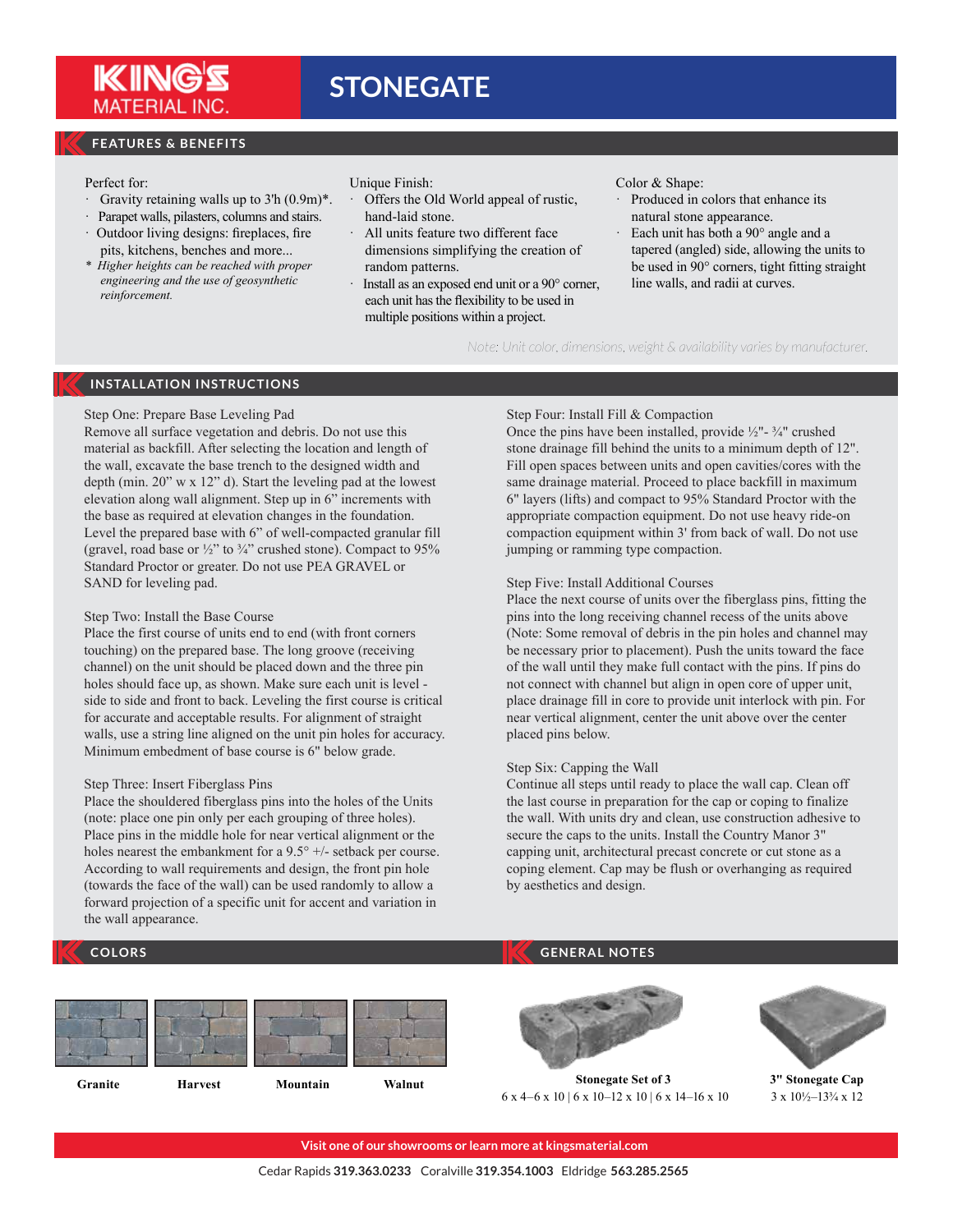# KING'S MATERIAL INC.

# STONEGATE

## FEATURES & BENEFITS

Perfect for:

- Gravity retaining walls up to 3'h (0.9m)*.
- Parapet walls, pilasters, columns and stairs.
- Outdoor living designs: fireplaces, fire pits, kitchens, benches and more...

*\* Higher heights can be reached with proper engineering and the use of geosynthetic reinforcement.*

Unique Finish:

- Offers the Old World appeal of rustic, hand-laid stone.
- All units feature two different face dimensions simplifying the creation of random patterns.
- Install as an exposed end unit or a 90° corner, each unit has the flexibility to be used in multiple positions within a project.

Color & Shape:

- Produced in colors that enhance its natural stone appearance.
- Each unit has both a 90° angle and a tapered (angled) side, allowing the units to be used in 90° corners, tight fitting straight line walls, and radii at curves.

*Note: Unit color, dimensions, weight & availability varies by manufacturer.*

## INSTALLATION INSTRUCTIONS

Step One: Prepare Base Leveling Pad
Remove all surface vegetation and debris. Do not use this material as backfill. After selecting the location and length of the wall, excavate the base trench to the designed width and depth (min. 20" w x 12" d). Start the leveling pad at the lowest elevation along wall alignment. Step up in 6" increments with the base as required at elevation changes in the foundation. Level the prepared base with 6" of well-compacted granular fill (gravel, road base or ½" to ¾" crushed stone). Compact to 95% Standard Proctor or greater. Do not use PEA GRAVEL or SAND for leveling pad.

Step Two: Install the Base Course
Place the first course of units end to end (with front corners touching) on the prepared base. The long groove (receiving channel) on the unit should be placed down and the three pin holes should face up, as shown. Make sure each unit is level - side to side and front to back. Leveling the first course is critical for accurate and acceptable results. For alignment of straight walls, use a string line aligned on the unit pin holes for accuracy. Minimum embedment of base course is 6" below grade.

Step Three: Insert Fiberglass Pins
Place the shouldered fiberglass pins into the holes of the Units (note: place one pin only per each grouping of three holes). Place pins in the middle hole for near vertical alignment or the holes nearest the embankment for a 9.5° +/- setback per course. According to wall requirements and design, the front pin hole (towards the face of the wall) can be used randomly to allow a forward projection of a specific unit for accent and variation in the wall appearance.

Step Four: Install Fill & Compaction
Once the pins have been installed, provide ½"- ¾" crushed stone drainage fill behind the units to a minimum depth of 12". Fill open spaces between units and open cavities/cores with the same drainage material. Proceed to place backfill in maximum 6" layers (lifts) and compact to 95% Standard Proctor with the appropriate compaction equipment. Do not use heavy ride-on compaction equipment within 3' from back of wall. Do not use jumping or ramming type compaction.

Step Five: Install Additional Courses
Place the next course of units over the fiberglass pins, fitting the pins into the long receiving channel recess of the units above (Note: Some removal of debris in the pin holes and channel may be necessary prior to placement). Push the units toward the face of the wall until they make full contact with the pins. If pins do not connect with channel but align in open core of upper unit, place drainage fill in core to provide unit interlock with pin. For near vertical alignment, center the unit above over the center placed pins below.

Step Six: Capping the Wall
Continue all steps until ready to place the wall cap. Clean off the last course in preparation for the cap or coping to finalize the wall. With units dry and clean, use construction adhesive to secure the caps to the units. Install the Country Manor 3" capping unit, architectural precast concrete or cut stone as a coping element. Cap may be flush or overhanging as required by aesthetics and design.

## COLORS

**Granite** **Harvest** **Mountain** **Walnut**

## GENERAL NOTES

**Stonegate Set of 3**
6 x 4–6 x 10 | 6 x 10–12 x 10 | 6 x 14–16 x 10

**3" Stonegate Cap**
3 x 10½–13¾ x 12

Visit one of our showrooms or learn more at kingsmaterial.com

Cedar Rapids **319.363.0233** Coralville **319.354.1003** Eldridge **563.285.2565**